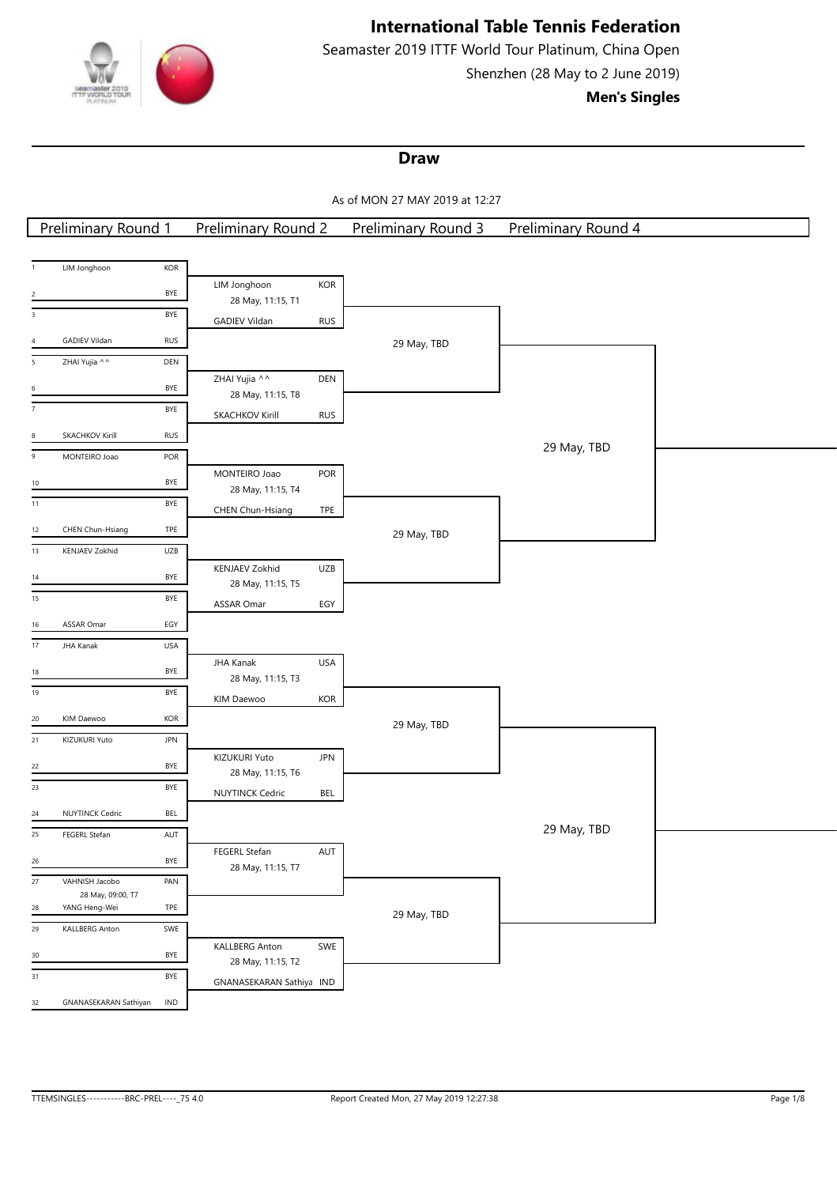# International Table Tennis Federation

Seamaster 2019 ITTF World Tour Platinum, China Open

Shenzhen (28 May to 2 June 2019)

**Men's Singles**

## Draw

As of MON 27 MAY 2019 at 12:27

| Preliminary Round 1 | | | Preliminary Round 2 | | Preliminary Round 3 | Preliminary Round 4 |
|---|---|---|---|---|---|---|
| 1 | LIM Jonghoon | KOR | LIM Jonghoon | KOR | 29 May, TBD | 29 May, TBD |
| 2 | | BYE | 28 May, 11:15, T1 | | | |
| 3 | | BYE | GADIEV Vildan | RUS | | |
| 4 | GADIEV Vildan | RUS | | | | |
| 5 | ZHAI Yujia ^^ | DEN | ZHAI Yujia ^^ | DEN | | |
| 6 | | BYE | 28 May, 11:15, T8 | | | |
| 7 | | BYE | SKACHKOV Kirill | RUS | | |
| 8 | SKACHKOV Kirill | RUS | | | | |
| 9 | MONTEIRO Joao | POR | MONTEIRO Joao | POR | 29 May, TBD | |
| 10 | | BYE | 28 May, 11:15, T4 | | | |
| 11 | | BYE | CHEN Chun-Hsiang | TPE | | |
| 12 | CHEN Chun-Hsiang | TPE | | | | |
| 13 | KENJAEV Zokhid | UZB | KENJAEV Zokhid | UZB | | |
| 14 | | BYE | 28 May, 11:15, T5 | | | |
| 15 | | BYE | ASSAR Omar | EGY | | |
| 16 | ASSAR Omar | EGY | | | | |
| 17 | JHA Kanak | USA | JHA Kanak | USA | 29 May, TBD | 29 May, TBD |
| 18 | | BYE | 28 May, 11:15, T3 | | | |
| 19 | | BYE | KIM Daewoo | KOR | | |
| 20 | KIM Daewoo | KOR | | | | |
| 21 | KIZUKURI Yuto | JPN | KIZUKURI Yuto | JPN | | |
| 22 | | BYE | 28 May, 11:15, T6 | | | |
| 23 | | BYE | NUYTINCK Cedric | BEL | | |
| 24 | NUYTINCK Cedric | BEL | | | | |
| 25 | FEGERL Stefan | AUT | FEGERL Stefan | AUT | 29 May, TBD | |
| 26 | | BYE | 28 May, 11:15, T7 | | | |
| 27 | VAHNISH Jacobo | PAN | | | | |
| | 28 May, 09:00, T7 | | | | | |
| 28 | YANG Heng-Wei | TPE | | | | |
| 29 | KALLBERG Anton | SWE | KALLBERG Anton | SWE | | |
| 30 | | BYE | 28 May, 11:15, T2 | | | |
| 31 | | BYE | GNANASEKARAN Sathiya | IND | | |
| 32 | GNANASEKARAN Sathiyan | IND | | | | |

TTEMSINGLES-----------BRC-PREL----_75 4.0    Report Created Mon, 27 May 2019 12:27:38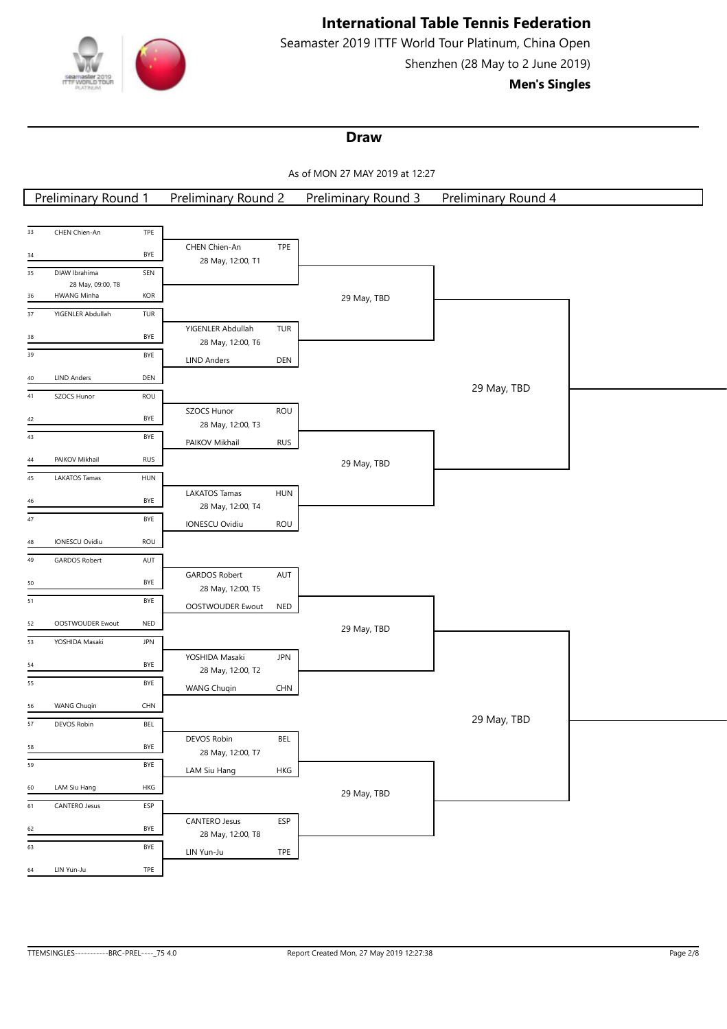# International Table Tennis Federation

Seamaster 2019 ITTF World Tour Platinum, China Open

Shenzhen (28 May to 2 June 2019)

**Men's Singles**

## Draw

As of MON 27 MAY 2019 at 12:27

### Preliminary Round 1

| No. | Player | Assoc. |
|---|---|---|
| 33 | CHEN Chien-An | TPE |
| 34 | | BYE |
| 35 | DIAW Ibrahima | SEN |
| | 28 May, 09:00, T8 | |
| 36 | HWANG Minha | KOR |
| 37 | YIGENLER Abdullah | TUR |
| 38 | | BYE |
| 39 | | BYE |
| 40 | LIND Anders | DEN |
| 41 | SZOCS Hunor | ROU |
| 42 | | BYE |
| 43 | | BYE |
| 44 | PAIKOV Mikhail | RUS |
| 45 | LAKATOS Tamas | HUN |
| 46 | | BYE |
| 47 | | BYE |
| 48 | IONESCU Ovidiu | ROU |
| 49 | GARDOS Robert | AUT |
| 50 | | BYE |
| 51 | | BYE |
| 52 | OOSTWOUDER Ewout | NED |
| 53 | YOSHIDA Masaki | JPN |
| 54 | | BYE |
| 55 | | BYE |
| 56 | WANG Chuqin | CHN |
| 57 | DEVOS Robin | BEL |
| 58 | | BYE |
| 59 | | BYE |
| 60 | LAM Siu Hang | HKG |
| 61 | CANTERO Jesus | ESP |
| 62 | | BYE |
| 63 | | BYE |
| 64 | LIN Yun-Ju | TPE |

### Preliminary Round 2

| Player | Assoc. | Match |
|---|---|---|
| CHEN Chien-An | TPE | |
| | | 28 May, 12:00, T1 |
| YIGENLER Abdullah | TUR | |
| | | 28 May, 12:00, T6 |
| LIND Anders | DEN | |
| SZOCS Hunor | ROU | |
| | | 28 May, 12:00, T3 |
| PAIKOV Mikhail | RUS | |
| LAKATOS Tamas | HUN | |
| | | 28 May, 12:00, T4 |
| IONESCU Ovidiu | ROU | |
| GARDOS Robert | AUT | |
| | | 28 May, 12:00, T5 |
| OOSTWOUDER Ewout | NED | |
| YOSHIDA Masaki | JPN | |
| | | 28 May, 12:00, T2 |
| WANG Chuqin | CHN | |
| DEVOS Robin | BEL | |
| | | 28 May, 12:00, T7 |
| LAM Siu Hang | HKG | |
| CANTERO Jesus | ESP | |
| | | 28 May, 12:00, T8 |
| LIN Yun-Ju | TPE | |

### Preliminary Round 3

29 May, TBD

29 May, TBD

29 May, TBD

29 May, TBD

### Preliminary Round 4

29 May, TBD

29 May, TBD

TTEMSINGLES-----------BRC-PREL----_75 4.0

Report Created Mon, 27 May 2019 12:27:38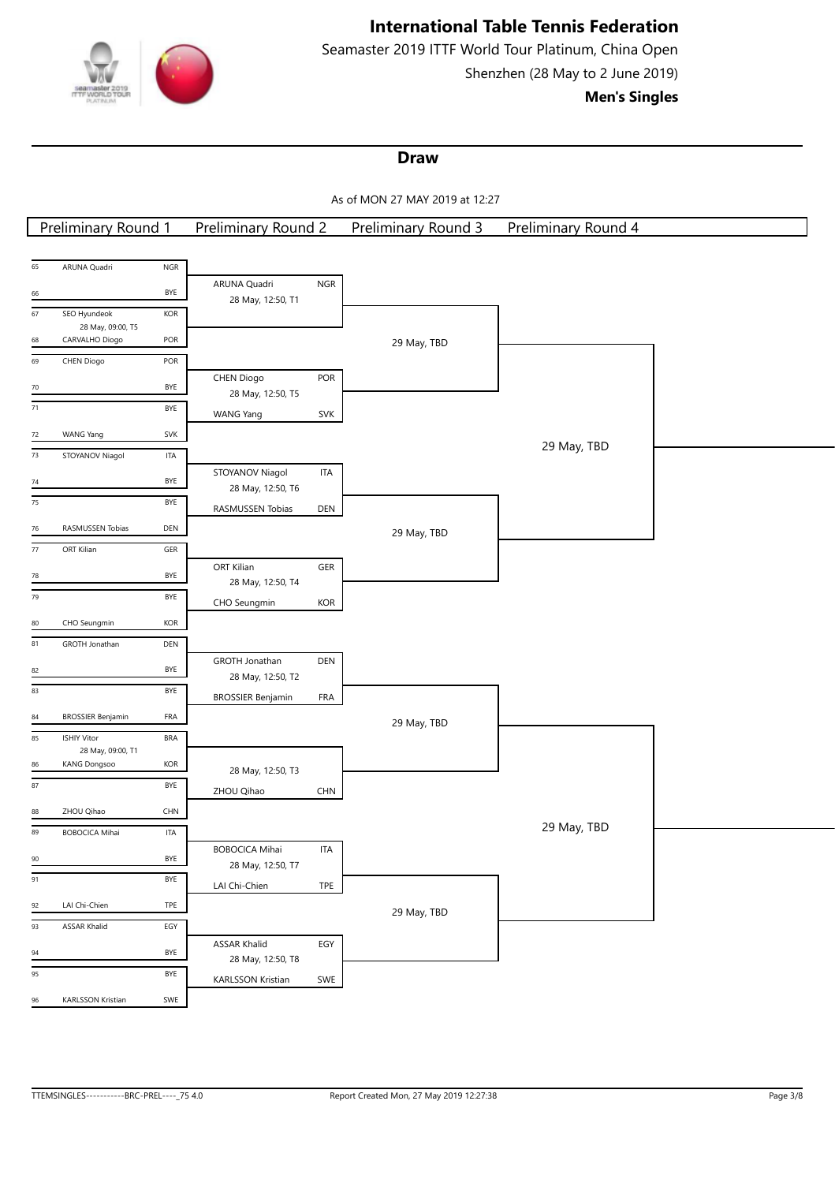# International Table Tennis Federation

Seamaster 2019 ITTF World Tour Platinum, China Open

Shenzhen (28 May to 2 June 2019)

**Men's Singles**

## Draw

As of MON 27 MAY 2019 at 12:27

| Preliminary Round 1 | Preliminary Round 2 | Preliminary Round 3 | Preliminary Round 4 |
|---|---|---|---|
| 65 ARUNA Quadri NGR | | | |
| 66 BYE | ARUNA Quadri NGR<br>28 May, 12:50, T1 | | |
| 67 SEO Hyundeok KOR<br>28 May, 09:00, T5 | | | |
| 68 CARVALHO Diogo POR | | 29 May, TBD | |
| 69 CHEN Diogo POR | | | |
| 70 BYE | CHEN Diogo POR<br>28 May, 12:50, T5 | | |
| 71 BYE | WANG Yang SVK | | |
| 72 WANG Yang SVK | | | 29 May, TBD |
| 73 STOYANOV Niagol ITA | | | |
| 74 BYE | STOYANOV Niagol ITA<br>28 May, 12:50, T6 | | |
| 75 BYE | RASMUSSEN Tobias DEN | | |
| 76 RASMUSSEN Tobias DEN | | 29 May, TBD | |
| 77 ORT Kilian GER | | | |
| 78 BYE | ORT Kilian GER<br>28 May, 12:50, T4 | | |
| 79 BYE | CHO Seungmin KOR | | |
| 80 CHO Seungmin KOR | | | |
| 81 GROTH Jonathan DEN | | | |
| 82 BYE | GROTH Jonathan DEN<br>28 May, 12:50, T2 | | |
| 83 BYE | BROSSIER Benjamin FRA | | |
| 84 BROSSIER Benjamin FRA | | 29 May, TBD | |
| 85 ISHIY Vitor BRA<br>28 May, 09:00, T1 | | | |
| 86 KANG Dongsoo KOR | 28 May, 12:50, T3 | | |
| 87 BYE | ZHOU Qihao CHN | | |
| 88 ZHOU Qihao CHN | | | |
| 89 BOBOCICA Mihai ITA | | | 29 May, TBD |
| 90 BYE | BOBOCICA Mihai ITA<br>28 May, 12:50, T7 | | |
| 91 BYE | LAI Chi-Chien TPE | | |
| 92 LAI Chi-Chien TPE | | 29 May, TBD | |
| 93 ASSAR Khalid EGY | | | |
| 94 BYE | ASSAR Khalid EGY<br>28 May, 12:50, T8 | | |
| 95 BYE | KARLSSON Kristian SWE | | |
| 96 KARLSSON Kristian SWE | | | |

TTEMSINGLES-----------BRC-PREL----_75 4.0 Report Created Mon, 27 May 2019 12:27:38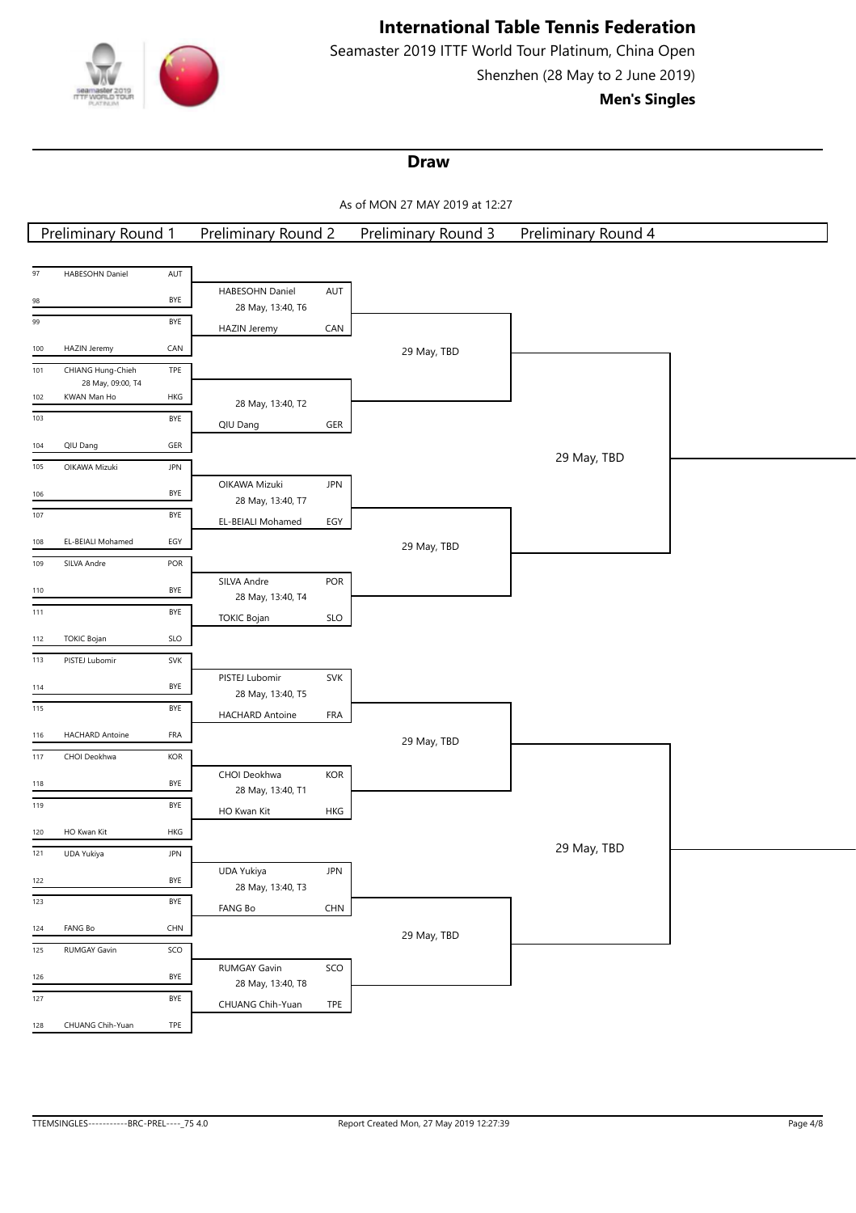# International Table Tennis Federation

Seamaster 2019 ITTF World Tour Platinum, China Open

Shenzhen (28 May to 2 June 2019)

**Men's Singles**

## Draw

As of MON 27 MAY 2019 at 12:27

| Preliminary Round 1 | Preliminary Round 2 | Preliminary Round 3 | Preliminary Round 4 |
|---|---|---|---|
| 97 HABESOHN Daniel AUT | | | |
| 98 BYE | HABESOHN Daniel AUT — 28 May, 13:40, T6 | | |
| 99 BYE | HAZIN Jeremy CAN | | |
| 100 HAZIN Jeremy CAN | | 29 May, TBD | |
| 101 CHIANG Hung-Chieh TPE — 28 May, 09:00, T4 | | | |
| 102 KWAN Man Ho HKG | 28 May, 13:40, T2 | | |
| 103 BYE | QIU Dang GER | | |
| 104 QIU Dang GER | | | 29 May, TBD |
| 105 OIKAWA Mizuki JPN | | | |
| 106 BYE | OIKAWA Mizuki JPN — 28 May, 13:40, T7 | | |
| 107 BYE | EL-BEIALI Mohamed EGY | | |
| 108 EL-BEIALI Mohamed EGY | | 29 May, TBD | |
| 109 SILVA Andre POR | | | |
| 110 BYE | SILVA Andre POR — 28 May, 13:40, T4 | | |
| 111 BYE | TOKIC Bojan SLO | | |
| 112 TOKIC Bojan SLO | | | |
| 113 PISTEJ Lubomir SVK | | | |
| 114 BYE | PISTEJ Lubomir SVK — 28 May, 13:40, T5 | | |
| 115 BYE | HACHARD Antoine FRA | | |
| 116 HACHARD Antoine FRA | | 29 May, TBD | |
| 117 CHOI Deokhwa KOR | | | |
| 118 BYE | CHOI Deokhwa KOR — 28 May, 13:40, T1 | | |
| 119 BYE | HO Kwan Kit HKG | | |
| 120 HO Kwan Kit HKG | | | 29 May, TBD |
| 121 UDA Yukiya JPN | | | |
| 122 BYE | UDA Yukiya JPN — 28 May, 13:40, T3 | | |
| 123 BYE | FANG Bo CHN | | |
| 124 FANG Bo CHN | | 29 May, TBD | |
| 125 RUMGAY Gavin SCO | | | |
| 126 BYE | RUMGAY Gavin SCO — 28 May, 13:40, T8 | | |
| 127 BYE | CHUANG Chih-Yuan TPE | | |
| 128 CHUANG Chih-Yuan TPE | | | |

TTEMSINGLES-----------BRC-PREL----_75 4.0

Report Created Mon, 27 May 2019 12:27:39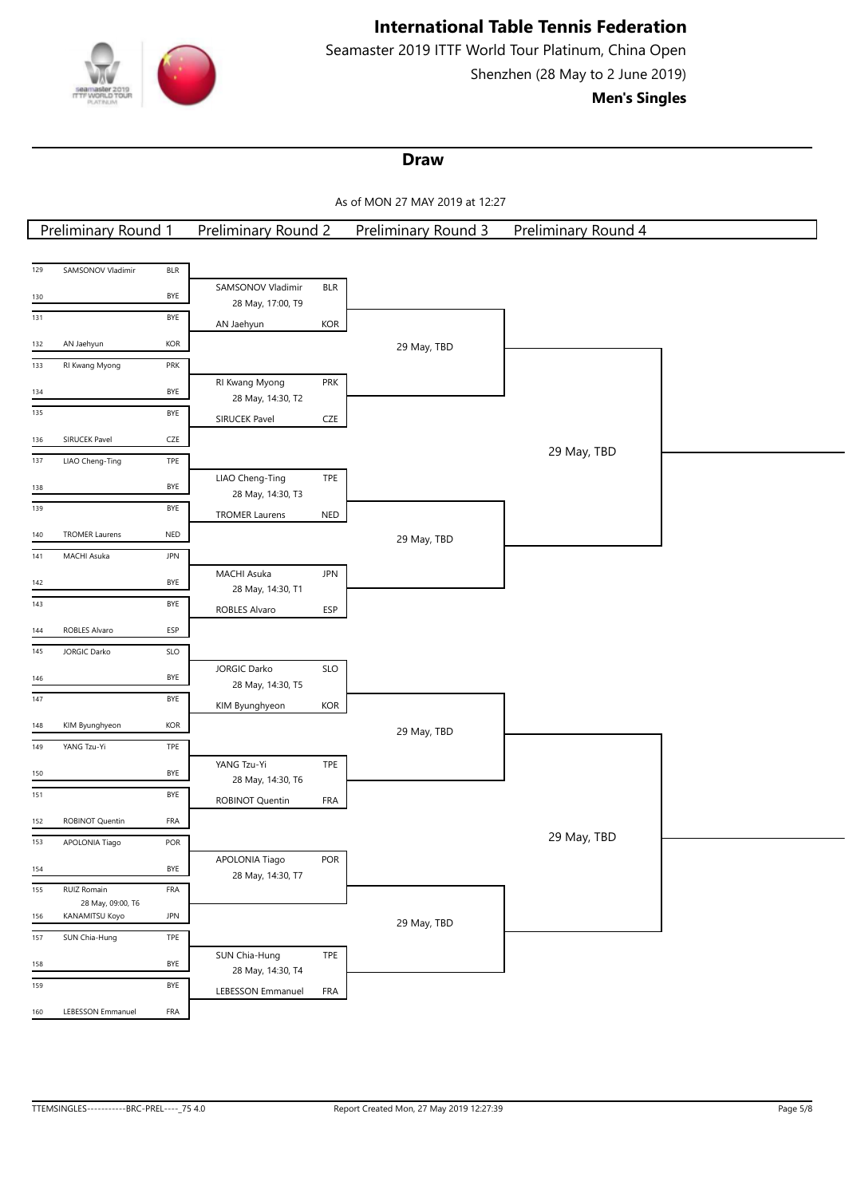# International Table Tennis Federation

Seamaster 2019 ITTF World Tour Platinum, China Open

Shenzhen (28 May to 2 June 2019)

**Men's Singles**

## Draw

As of MON 27 MAY 2019 at 12:27

### Preliminary Round 1

| No. | Player | Assoc. |
|---|---|---|
| 129 | SAMSONOV Vladimir | BLR |
| 130 | | BYE |
| 131 | | BYE |
| 132 | AN Jaehyun | KOR |
| 133 | RI Kwang Myong | PRK |
| 134 | | BYE |
| 135 | | BYE |
| 136 | SIRUCEK Pavel | CZE |
| 137 | LIAO Cheng-Ting | TPE |
| 138 | | BYE |
| 139 | | BYE |
| 140 | TROMER Laurens | NED |
| 141 | MACHI Asuka | JPN |
| 142 | | BYE |
| 143 | | BYE |
| 144 | ROBLES Alvaro | ESP |
| 145 | JORGIC Darko | SLO |
| 146 | | BYE |
| 147 | | BYE |
| 148 | KIM Byunghyeon | KOR |
| 149 | YANG Tzu-Yi | TPE |
| 150 | | BYE |
| 151 | | BYE |
| 152 | ROBINOT Quentin | FRA |
| 153 | APOLONIA Tiago | POR |
| 154 | | BYE |
| 155 | RUIZ Romain (28 May, 09:00, T6) | FRA |
| 156 | KANAMITSU Koyo | JPN |
| 157 | SUN Chia-Hung | TPE |
| 158 | | BYE |
| 159 | | BYE |
| 160 | LEBESSON Emmanuel | FRA |

### Preliminary Round 2

| Match | Player 1 | Player 2 | Schedule |
|---|---|---|---|
| 1 | SAMSONOV Vladimir (BLR) | AN Jaehyun (KOR) | 28 May, 17:00, T9 |
| 2 | RI Kwang Myong (PRK) | SIRUCEK Pavel (CZE) | 28 May, 14:30, T2 |
| 3 | LIAO Cheng-Ting (TPE) | TROMER Laurens (NED) | 28 May, 14:30, T3 |
| 4 | MACHI Asuka (JPN) | ROBLES Alvaro (ESP) | 28 May, 14:30, T1 |
| 5 | JORGIC Darko (SLO) | KIM Byunghyeon (KOR) | 28 May, 14:30, T5 |
| 6 | YANG Tzu-Yi (TPE) | ROBINOT Quentin (FRA) | 28 May, 14:30, T6 |
| 7 | APOLONIA Tiago (POR) | | 28 May, 14:30, T7 |
| 8 | SUN Chia-Hung (TPE) | LEBESSON Emmanuel (FRA) | 28 May, 14:30, T4 |

### Preliminary Round 3

- 29 May, TBD
- 29 May, TBD
- 29 May, TBD
- 29 May, TBD

### Preliminary Round 4

- 29 May, TBD
- 29 May, TBD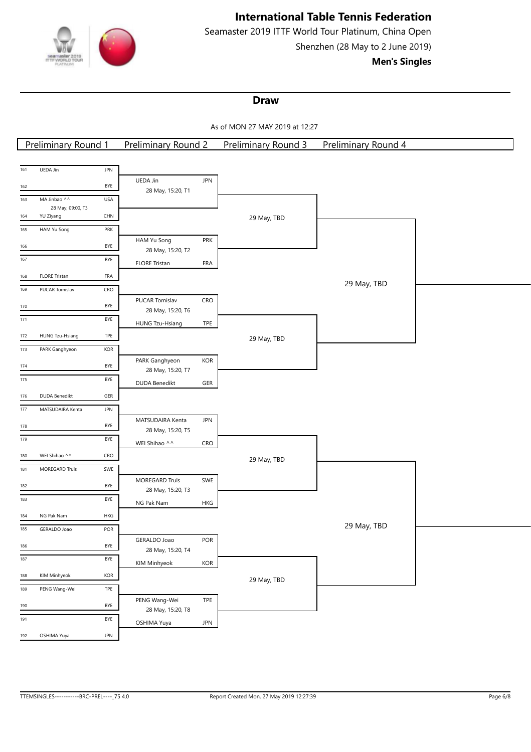# International Table Tennis Federation

Seamaster 2019 ITTF World Tour Platinum, China Open

Shenzhen (28 May to 2 June 2019)

**Men's Singles**

## Draw

As of MON 27 MAY 2019 at 12:27

| Preliminary Round 1 | | | Preliminary Round 2 | | Preliminary Round 3 | Preliminary Round 4 |
|---|---|---|---|---|---|---|
| 161 | UEDA Jin | JPN | UEDA Jin (JPN) | 28 May, 15:20, T1 | 29 May, TBD | 29 May, TBD |
| 162 | | BYE | | | | |
| 163 | MA Jinbao ^^ (28 May, 09:00, T3) | USA | | | | |
| 164 | YU Ziyang | CHN | | | | |
| 165 | HAM Yu Song | PRK | HAM Yu Song (PRK) | 28 May, 15:20, T2 | | |
| 166 | | BYE | | | | |
| 167 | | BYE | FLORE Tristan (FRA) | | | |
| 168 | FLORE Tristan | FRA | | | | |
| 169 | PUCAR Tomislav | CRO | PUCAR Tomislav (CRO) | 28 May, 15:20, T6 | 29 May, TBD | |
| 170 | | BYE | | | | |
| 171 | | BYE | HUNG Tzu-Hsiang (TPE) | | | |
| 172 | HUNG Tzu-Hsiang | TPE | | | | |
| 173 | PARK Ganghyeon | KOR | PARK Ganghyeon (KOR) | 28 May, 15:20, T7 | | |
| 174 | | BYE | | | | |
| 175 | | BYE | DUDA Benedikt (GER) | | | |
| 176 | DUDA Benedikt | GER | | | | |
| 177 | MATSUDAIRA Kenta | JPN | MATSUDAIRA Kenta (JPN) | 28 May, 15:20, T5 | 29 May, TBD | 29 May, TBD |
| 178 | | BYE | | | | |
| 179 | | BYE | WEI Shihao ^^ (CRO) | | | |
| 180 | WEI Shihao ^^ | CRO | | | | |
| 181 | MOREGARD Truls | SWE | MOREGARD Truls (SWE) | 28 May, 15:20, T3 | | |
| 182 | | BYE | | | | |
| 183 | | BYE | NG Pak Nam (HKG) | | | |
| 184 | NG Pak Nam | HKG | | | | |
| 185 | GERALDO Joao | POR | GERALDO Joao (POR) | 28 May, 15:20, T4 | 29 May, TBD | |
| 186 | | BYE | | | | |
| 187 | | BYE | KIM Minhyeok (KOR) | | | |
| 188 | KIM Minhyeok | KOR | | | | |
| 189 | PENG Wang-Wei | TPE | PENG Wang-Wei (TPE) | 28 May, 15:20, T8 | | |
| 190 | | BYE | | | | |
| 191 | | BYE | OSHIMA Yuya (JPN) | | | |
| 192 | OSHIMA Yuya | JPN | | | | |

TTEMSINGLES-----------BRC-PREL----_75 4.0

Report Created Mon, 27 May 2019 12:27:39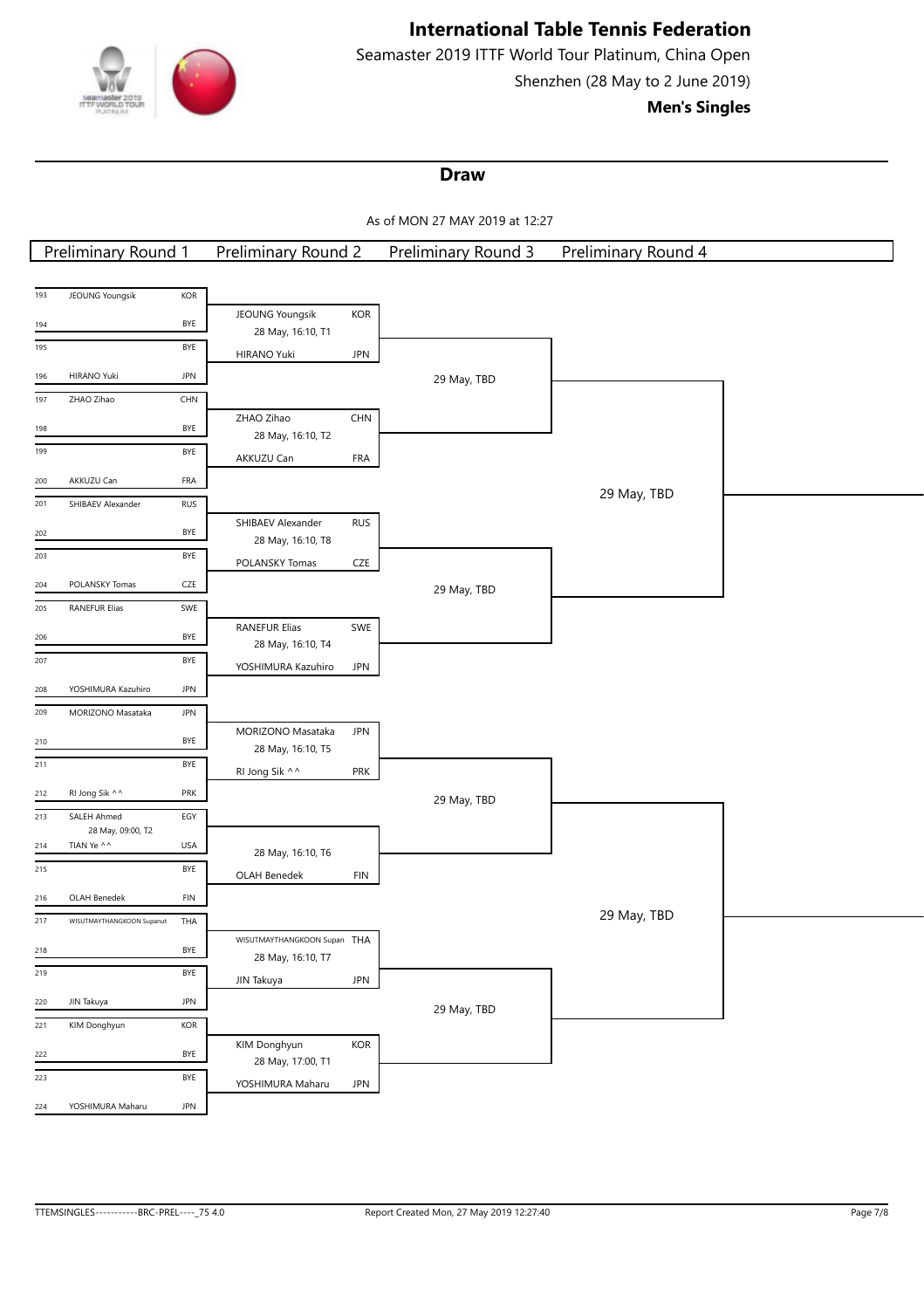# International Table Tennis Federation

Seamaster 2019 ITTF World Tour Platinum, China Open

Shenzhen (28 May to 2 June 2019)

**Men's Singles**

## Draw

As of MON 27 MAY 2019 at 12:27

| Preliminary Round 1 | | | Preliminary Round 2 | | Preliminary Round 3 | Preliminary Round 4 |
|---|---|---|---|---|---|---|
| 193 | JEOUNG Youngsik | KOR | JEOUNG Youngsik | KOR | | |
| 194 | | BYE | 28 May, 16:10, T1 | | | |
| 195 | | BYE | HIRANO Yuki | JPN | | |
| 196 | HIRANO Yuki | JPN | | | 29 May, TBD | |
| 197 | ZHAO Zihao | CHN | ZHAO Zihao | CHN | | |
| 198 | | BYE | 28 May, 16:10, T2 | | | |
| 199 | | BYE | AKKUZU Can | FRA | | |
| 200 | AKKUZU Can | FRA | | | | 29 May, TBD |
| 201 | SHIBAEV Alexander | RUS | SHIBAEV Alexander | RUS | | |
| 202 | | BYE | 28 May, 16:10, T8 | | | |
| 203 | | BYE | POLANSKY Tomas | CZE | | |
| 204 | POLANSKY Tomas | CZE | | | 29 May, TBD | |
| 205 | RANEFUR Elias | SWE | RANEFUR Elias | SWE | | |
| 206 | | BYE | 28 May, 16:10, T4 | | | |
| 207 | | BYE | YOSHIMURA Kazuhiro | JPN | | |
| 208 | YOSHIMURA Kazuhiro | JPN | | | | |
| 209 | MORIZONO Masataka | JPN | MORIZONO Masataka | JPN | | |
| 210 | | BYE | 28 May, 16:10, T5 | | | |
| 211 | | BYE | RI Jong Sik ^^ | PRK | | |
| 212 | RI Jong Sik ^^ | PRK | | | 29 May, TBD | |
| 213 | SALEH Ahmed | EGY | | | | |
| | 28 May, 09:00, T2 | | | | | |
| 214 | TIAN Ye ^^ | USA | 28 May, 16:10, T6 | | | |
| 215 | | BYE | OLAH Benedek | FIN | | |
| 216 | OLAH Benedek | FIN | | | | 29 May, TBD |
| 217 | WISUTMAYTHANGKOON Supanut | THA | WISUTMAYTHANGKOON Supan | THA | | |
| 218 | | BYE | 28 May, 16:10, T7 | | | |
| 219 | | BYE | JIN Takuya | JPN | | |
| 220 | JIN Takuya | JPN | | | 29 May, TBD | |
| 221 | KIM Donghyun | KOR | KIM Donghyun | KOR | | |
| 222 | | BYE | 28 May, 17:00, T1 | | | |
| 223 | | BYE | YOSHIMURA Maharu | JPN | | |
| 224 | YOSHIMURA Maharu | JPN | | | | |

TTEMSINGLES-----------BRC-PREL----_75 4.0

Report Created Mon, 27 May 2019 12:27:40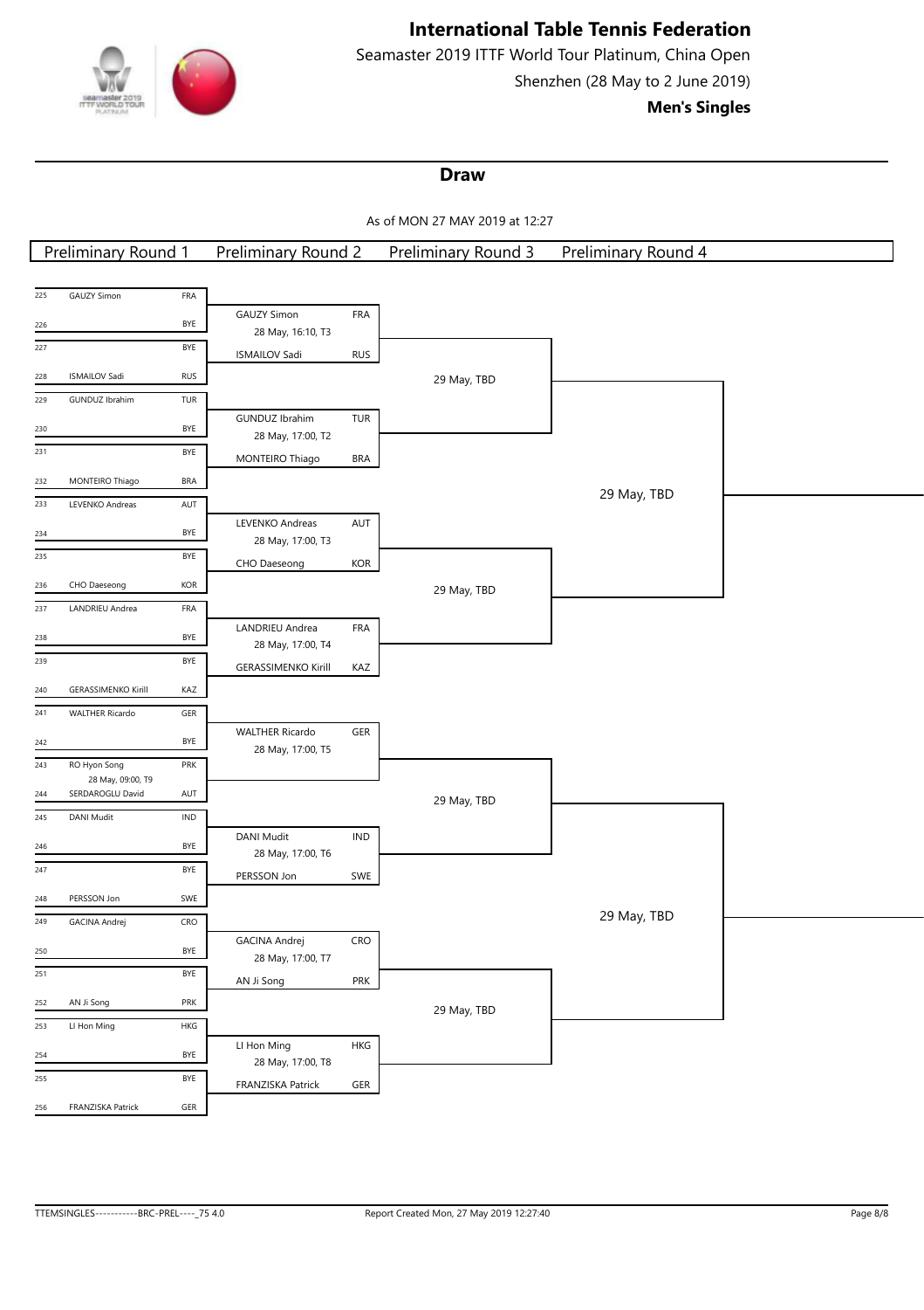# International Table Tennis Federation

Seamaster 2019 ITTF World Tour Platinum, China Open

Shenzhen (28 May to 2 June 2019)

**Men's Singles**

## Draw

As of MON 27 MAY 2019 at 12:27

| Preliminary Round 1 | | Preliminary Round 2 | Preliminary Round 3 | Preliminary Round 4 |
|---|---|---|---|---|
| 225 GAUZY Simon | FRA | GAUZY Simon FRA | | |
| 226 | BYE | 28 May, 16:10, T3 | | |
| 227 | BYE | ISMAILOV Sadi RUS | | |
| 228 ISMAILOV Sadi | RUS | | 29 May, TBD | |
| 229 GUNDUZ Ibrahim | TUR | GUNDUZ Ibrahim TUR | | |
| 230 | BYE | 28 May, 17:00, T2 | | |
| 231 | BYE | MONTEIRO Thiago BRA | | |
| 232 MONTEIRO Thiago | BRA | | | 29 May, TBD |
| 233 LEVENKO Andreas | AUT | LEVENKO Andreas AUT | | |
| 234 | BYE | 28 May, 17:00, T3 | | |
| 235 | BYE | CHO Daeseong KOR | | |
| 236 CHO Daeseong | KOR | | 29 May, TBD | |
| 237 LANDRIEU Andrea | FRA | LANDRIEU Andrea FRA | | |
| 238 | BYE | 28 May, 17:00, T4 | | |
| 239 | BYE | GERASSIMENKO Kirill KAZ | | |
| 240 GERASSIMENKO Kirill | KAZ | | | |
| 241 WALTHER Ricardo | GER | WALTHER Ricardo GER | | |
| 242 | BYE | 28 May, 17:00, T5 | | |
| 243 RO Hyon Song (28 May, 09:00, T9) | PRK | | | |
| 244 SERDAROGLU David | AUT | | 29 May, TBD | |
| 245 DANI Mudit | IND | DANI Mudit IND | | |
| 246 | BYE | 28 May, 17:00, T6 | | |
| 247 | BYE | PERSSON Jon SWE | | |
| 248 PERSSON Jon | SWE | | | 29 May, TBD |
| 249 GACINA Andrej | CRO | GACINA Andrej CRO | | |
| 250 | BYE | 28 May, 17:00, T7 | | |
| 251 | BYE | AN Ji Song PRK | | |
| 252 AN Ji Song | PRK | | 29 May, TBD | |
| 253 LI Hon Ming | HKG | LI Hon Ming HKG | | |
| 254 | BYE | 28 May, 17:00, T8 | | |
| 255 | BYE | FRANZISKA Patrick GER | | |
| 256 FRANZISKA Patrick | GER | | | |

TTEMSINGLES-----------BRC-PREL----_75 4.0

Report Created Mon, 27 May 2019 12:27:40